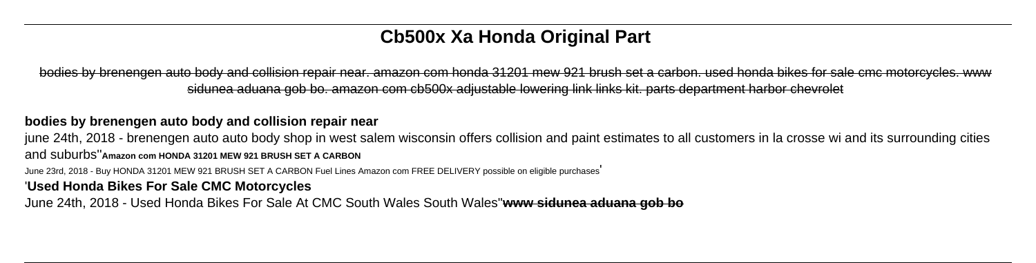# Cb500x Xa Honda Original Part

~~bodies by brenengen auto body and collision repair near. amazon com honda 31201 mew 921 brush set a carbon. used honda bikes for sale cmc motorcycles. www sidunea aduana gob bo. amazon com cb500x adjustable lowering link links kit. parts department harbor chevrolet~~

## bodies by brenengen auto body and collision repair near

june 24th, 2018 - brenengen auto auto body shop in west salem wisconsin offers collision and paint estimates to all customers in la crosse wi and its surrounding cities and suburbs''**Amazon com HONDA 31201 MEW 921 BRUSH SET A CARBON**

June 23rd, 2018 - Buy HONDA 31201 MEW 921 BRUSH SET A CARBON Fuel Lines Amazon com FREE DELIVERY possible on eligible purchases'

## 'Used Honda Bikes For Sale CMC Motorcycles

June 24th, 2018 - Used Honda Bikes For Sale At CMC South Wales South Wales''**www sidunea aduana gob bo**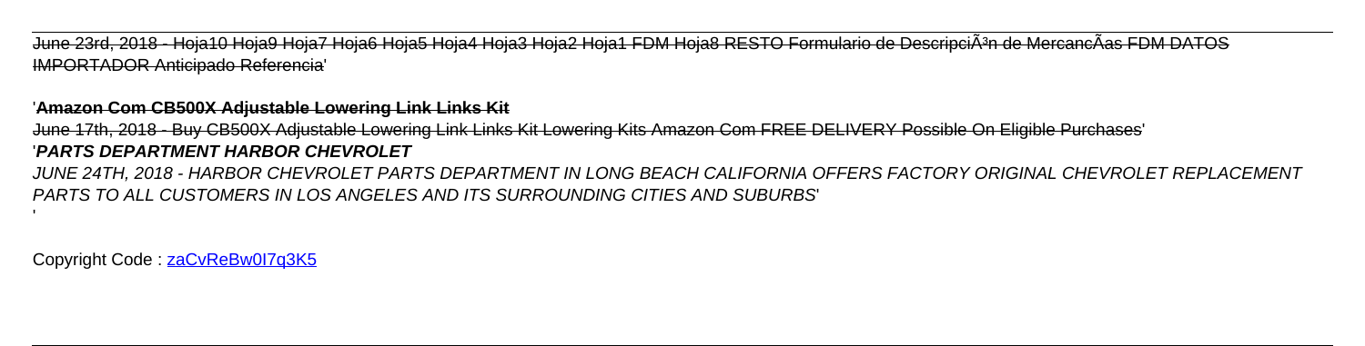June 23rd, 2018 - Hoja10 Hoja9 Hoja7 Hoja6 Hoja5 Hoja4 Hoja3 Hoja2 Hoja1 FDM Hoja8 RESTO Formulario de DescripciÃ³n de MercancÃas FDM DATOS IMPORTADOR Anticipado Referencia'

'**Amazon Com CB500X Adjustable Lowering Link Links Kit**

June 17th, 2018 - Buy CB500X Adjustable Lowering Link Links Kit Lowering Kits Amazon Com FREE DELIVERY Possible On Eligible Purchases'

'***PARTS DEPARTMENT HARBOR CHEVROLET***

*JUNE 24TH, 2018 - HARBOR CHEVROLET PARTS DEPARTMENT IN LONG BEACH CALIFORNIA OFFERS FACTORY ORIGINAL CHEVROLET REPLACEMENT PARTS TO ALL CUSTOMERS IN LOS ANGELES AND ITS SURROUNDING CITIES AND SUBURBS'*

'

Copyright Code : zaCvReBw0I7q3K5